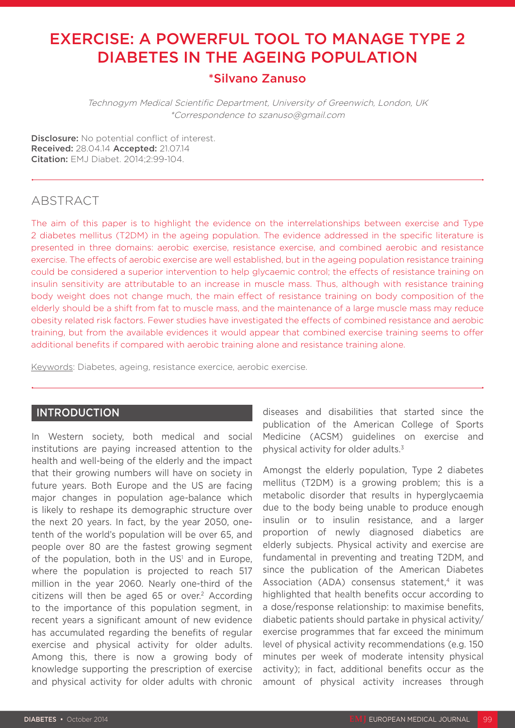# EXERCISE: A POWERFUL TOOL TO MANAGE TYPE 2 DIABETES IN THE AGEING POPULATION

### *Silvano Zanuso

*Technogym Medical Scientific Department, University of Greenwich, London, UK*
*\*Correspondence to szanuso@gmail.com*

**Disclosure:** No potential conflict of interest.
**Received:** 28.04.14 **Accepted:** 21.07.14
**Citation:** EMJ Diabet. 2014;2:99-104.

## ABSTRACT

The aim of this paper is to highlight the evidence on the interrelationships between exercise and Type 2 diabetes mellitus (T2DM) in the ageing population. The evidence addressed in the specific literature is presented in three domains: aerobic exercise, resistance exercise, and combined aerobic and resistance exercise. The effects of aerobic exercise are well established, but in the ageing population resistance training could be considered a superior intervention to help glycaemic control; the effects of resistance training on insulin sensitivity are attributable to an increase in muscle mass. Thus, although with resistance training body weight does not change much, the main effect of resistance training on body composition of the elderly should be a shift from fat to muscle mass, and the maintenance of a large muscle mass may reduce obesity related risk factors. Fewer studies have investigated the effects of combined resistance and aerobic training, but from the available evidences it would appear that combined exercise training seems to offer additional benefits if compared with aerobic training alone and resistance training alone.

Keywords: Diabetes, ageing, resistance exercise, aerobic exercise.

## INTRODUCTION

In Western society, both medical and social institutions are paying increased attention to the health and well-being of the elderly and the impact that their growing numbers will have on society in future years. Both Europe and the US are facing major changes in population age-balance which is likely to reshape its demographic structure over the next 20 years. In fact, by the year 2050, one-tenth of the world's population will be over 65, and people over 80 are the fastest growing segment of the population, both in the US[1] and in Europe, where the population is projected to reach 517 million in the year 2060. Nearly one-third of the citizens will then be aged 65 or over.[2] According to the importance of this population segment, in recent years a significant amount of new evidence has accumulated regarding the benefits of regular exercise and physical activity for older adults. Among this, there is now a growing body of knowledge supporting the prescription of exercise and physical activity for older adults with chronic diseases and disabilities that started since the publication of the American College of Sports Medicine (ACSM) guidelines on exercise and physical activity for older adults.[3]

Amongst the elderly population, Type 2 diabetes mellitus (T2DM) is a growing problem; this is a metabolic disorder that results in hyperglycaemia due to the body being unable to produce enough insulin or to insulin resistance, and a larger proportion of newly diagnosed diabetics are elderly subjects. Physical activity and exercise are fundamental in preventing and treating T2DM, and since the publication of the American Diabetes Association (ADA) consensus statement,[4] it was highlighted that health benefits occur according to a dose/response relationship: to maximise benefits, diabetic patients should partake in physical activity/exercise programmes that far exceed the minimum level of physical activity recommendations (e.g. 150 minutes per week of moderate intensity physical activity); in fact, additional benefits occur as the amount of physical activity increases through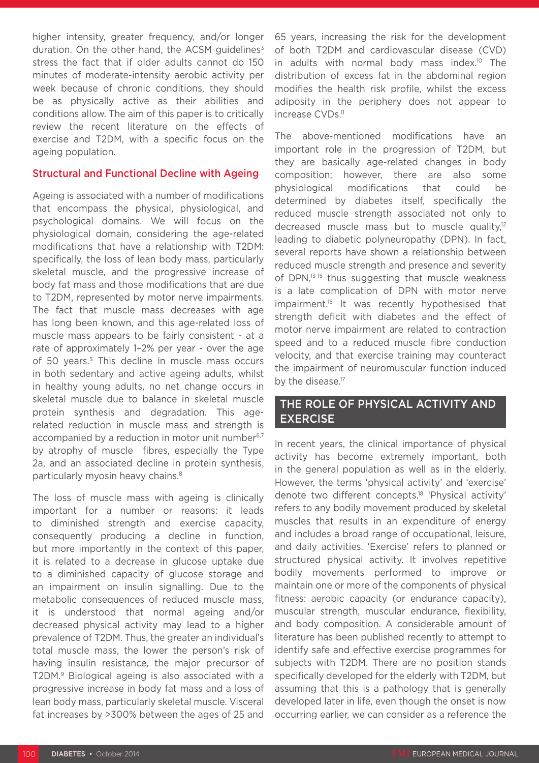higher intensity, greater frequency, and/or longer duration. On the other hand, the ACSM guidelines[3] stress the fact that if older adults cannot do 150 minutes of moderate-intensity aerobic activity per week because of chronic conditions, they should be as physically active as their abilities and conditions allow. The aim of this paper is to critically review the recent literature on the effects of exercise and T2DM, with a specific focus on the ageing population.

### Structural and Functional Decline with Ageing

Ageing is associated with a number of modifications that encompass the physical, physiological, and psychological domains. We will focus on the physiological domain, considering the age-related modifications that have a relationship with T2DM: specifically, the loss of lean body mass, particularly skeletal muscle, and the progressive increase of body fat mass and those modifications that are due to T2DM, represented by motor nerve impairments. The fact that muscle mass decreases with age has long been known, and this age-related loss of muscle mass appears to be fairly consistent - at a rate of approximately 1–2% per year - over the age of 50 years.[5] This decline in muscle mass occurs in both sedentary and active ageing adults, whilst in healthy young adults, no net change occurs in skeletal muscle due to balance in skeletal muscle protein synthesis and degradation. This age-related reduction in muscle mass and strength is accompanied by a reduction in motor unit number[6,7] by atrophy of muscle fibres, especially the Type 2a, and an associated decline in protein synthesis, particularly myosin heavy chains.[8]

The loss of muscle mass with ageing is clinically important for a number or reasons: it leads to diminished strength and exercise capacity, consequently producing a decline in function, but more importantly in the context of this paper, it is related to a decrease in glucose uptake due to a diminished capacity of glucose storage and an impairment on insulin signalling. Due to the metabolic consequences of reduced muscle mass, it is understood that normal ageing and/or decreased physical activity may lead to a higher prevalence of T2DM. Thus, the greater an individual's total muscle mass, the lower the person's risk of having insulin resistance, the major precursor of T2DM.[9] Biological ageing is also associated with a progressive increase in body fat mass and a loss of lean body mass, particularly skeletal muscle. Visceral fat increases by >300% between the ages of 25 and 65 years, increasing the risk for the development of both T2DM and cardiovascular disease (CVD) in adults with normal body mass index.[10] The distribution of excess fat in the abdominal region modifies the health risk profile, whilst the excess adiposity in the periphery does not appear to increase CVDs.[11]

The above-mentioned modifications have an important role in the progression of T2DM, but they are basically age-related changes in body composition; however, there are also some physiological modifications that could be determined by diabetes itself, specifically the reduced muscle strength associated not only to decreased muscle mass but to muscle quality,[12] leading to diabetic polyneuropathy (DPN). In fact, several reports have shown a relationship between reduced muscle strength and presence and severity of DPN,[13-15] thus suggesting that muscle weakness is a late complication of DPN with motor nerve impairment.[16] It was recently hypothesised that strength deficit with diabetes and the effect of motor nerve impairment are related to contraction speed and to a reduced muscle fibre conduction velocity, and that exercise training may counteract the impairment of neuromuscular function induced by the disease.[17]

## THE ROLE OF PHYSICAL ACTIVITY AND EXERCISE

In recent years, the clinical importance of physical activity has become extremely important, both in the general population as well as in the elderly. However, the terms 'physical activity' and 'exercise' denote two different concepts.[18] 'Physical activity' refers to any bodily movement produced by skeletal muscles that results in an expenditure of energy and includes a broad range of occupational, leisure, and daily activities. 'Exercise' refers to planned or structured physical activity. It involves repetitive bodily movements performed to improve or maintain one or more of the components of physical fitness: aerobic capacity (or endurance capacity), muscular strength, muscular endurance, flexibility, and body composition. A considerable amount of literature has been published recently to attempt to identify safe and effective exercise programmes for subjects with T2DM. There are no position stands specifically developed for the elderly with T2DM, but assuming that this is a pathology that is generally developed later in life, even though the onset is now occurring earlier, we can consider as a reference the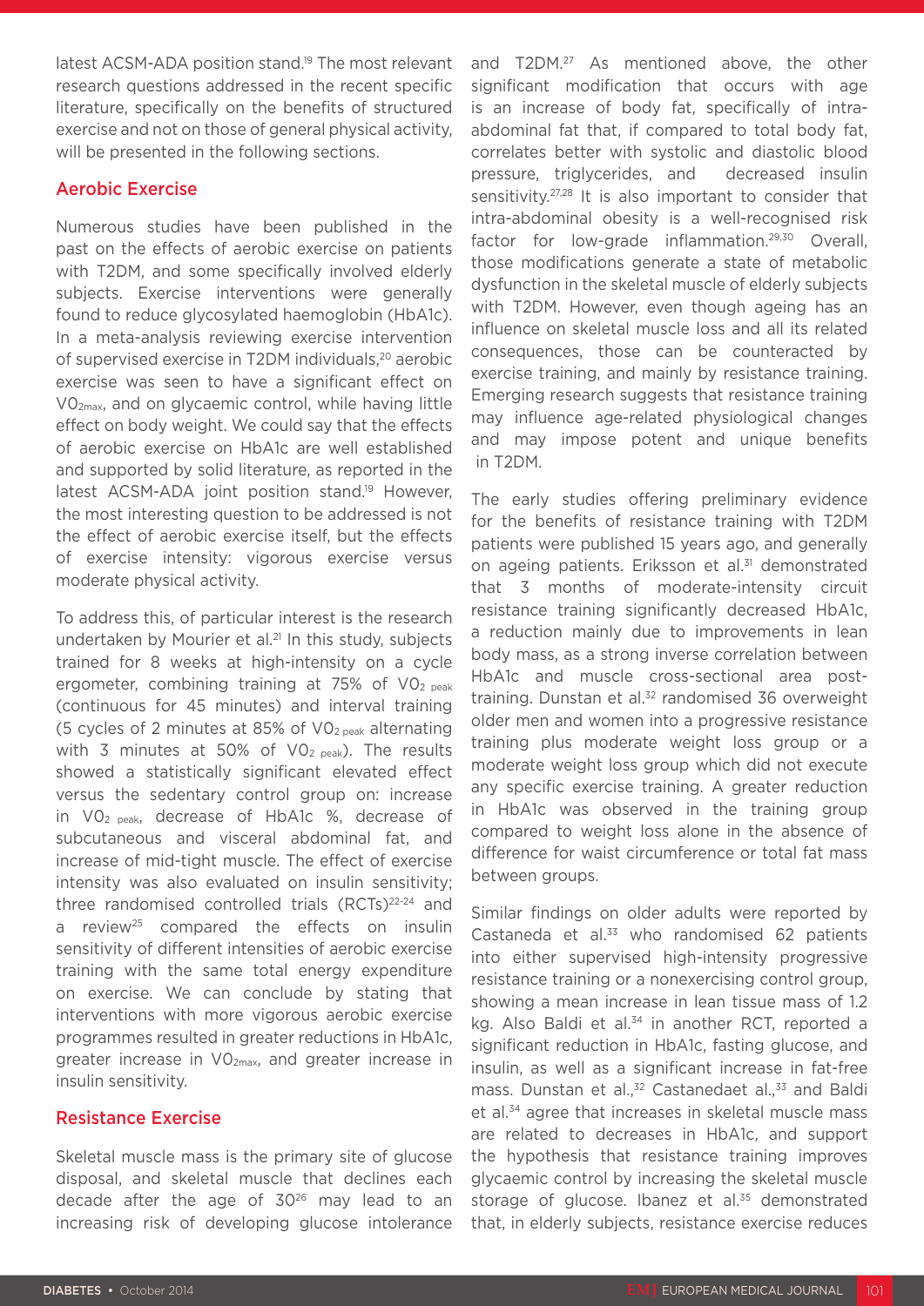latest ACSM-ADA position stand.[19] The most relevant research questions addressed in the recent specific literature, specifically on the benefits of structured exercise and not on those of general physical activity, will be presented in the following sections.

## Aerobic Exercise

Numerous studies have been published in the past on the effects of aerobic exercise on patients with T2DM, and some specifically involved elderly subjects. Exercise interventions were generally found to reduce glycosylated haemoglobin (HbA1c). In a meta-analysis reviewing exercise intervention of supervised exercise in T2DM individuals,[20] aerobic exercise was seen to have a significant effect on $VO_{2max}$, and on glycaemic control, while having little effect on body weight. We could say that the effects of aerobic exercise on HbA1c are well established and supported by solid literature, as reported in the latest ACSM-ADA joint position stand.[19] However, the most interesting question to be addressed is not the effect of aerobic exercise itself, but the effects of exercise intensity: vigorous exercise versus moderate physical activity.

To address this, of particular interest is the research undertaken by Mourier et al.[21] In this study, subjects trained for 8 weeks at high-intensity on a cycle ergometer, combining training at 75% of $VO_{2\ peak}$ (continuous for 45 minutes) and interval training (5 cycles of 2 minutes at 85% of $VO_{2\ peak}$ alternating with 3 minutes at 50% of $VO_{2\ peak}$). The results showed a statistically significant elevated effect versus the sedentary control group on: increase in $VO_{2\ peak}$, decrease of HbA1c %, decrease of subcutaneous and visceral abdominal fat, and increase of mid-tight muscle. The effect of exercise intensity was also evaluated on insulin sensitivity; three randomised controlled trials (RCTs)[22-24] and a review[25] compared the effects on insulin sensitivity of different intensities of aerobic exercise training with the same total energy expenditure on exercise. We can conclude by stating that interventions with more vigorous aerobic exercise programmes resulted in greater reductions in HbA1c, greater increase in $VO_{2max}$, and greater increase in insulin sensitivity.

## Resistance Exercise

Skeletal muscle mass is the primary site of glucose disposal, and skeletal muscle that declines each decade after the age of 30[26] may lead to an increasing risk of developing glucose intolerance and T2DM.[27] As mentioned above, the other significant modification that occurs with age is an increase of body fat, specifically of intra-abdominal fat that, if compared to total body fat, correlates better with systolic and diastolic blood pressure, triglycerides, and decreased insulin sensitivity.[27,28] It is also important to consider that intra-abdominal obesity is a well-recognised risk factor for low-grade inflammation.[29,30] Overall, those modifications generate a state of metabolic dysfunction in the skeletal muscle of elderly subjects with T2DM. However, even though ageing has an influence on skeletal muscle loss and all its related consequences, those can be counteracted by exercise training, and mainly by resistance training. Emerging research suggests that resistance training may influence age-related physiological changes and may impose potent and unique benefits in T2DM.

The early studies offering preliminary evidence for the benefits of resistance training with T2DM patients were published 15 years ago, and generally on ageing patients. Eriksson et al.[31] demonstrated that 3 months of moderate-intensity circuit resistance training significantly decreased HbA1c, a reduction mainly due to improvements in lean body mass, as a strong inverse correlation between HbA1c and muscle cross-sectional area post-training. Dunstan et al.[32] randomised 36 overweight older men and women into a progressive resistance training plus moderate weight loss group or a moderate weight loss group which did not execute any specific exercise training. A greater reduction in HbA1c was observed in the training group compared to weight loss alone in the absence of difference for waist circumference or total fat mass between groups.

Similar findings on older adults were reported by Castaneda et al.[33] who randomised 62 patients into either supervised high-intensity progressive resistance training or a nonexercising control group, showing a mean increase in lean tissue mass of 1.2 kg. Also Baldi et al.[34] in another RCT, reported a significant reduction in HbA1c, fasting glucose, and insulin, as well as a significant increase in fat-free mass. Dunstan et al.,[32] Castanedaet al.,[33] and Baldi et al.[34] agree that increases in skeletal muscle mass are related to decreases in HbA1c, and support the hypothesis that resistance training improves glycaemic control by increasing the skeletal muscle storage of glucose. Ibanez et al.[35] demonstrated that, in elderly subjects, resistance exercise reduces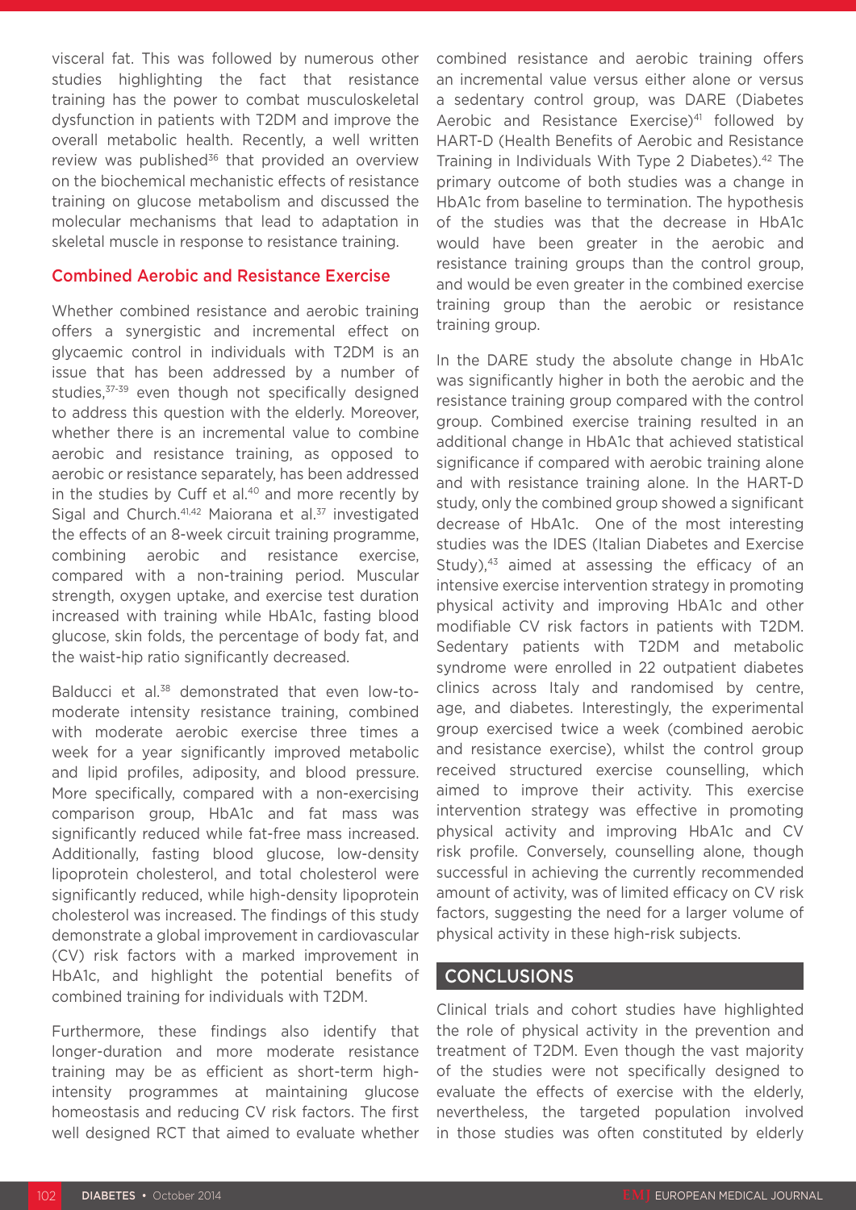visceral fat. This was followed by numerous other studies highlighting the fact that resistance training has the power to combat musculoskeletal dysfunction in patients with T2DM and improve the overall metabolic health. Recently, a well written review was published[36] that provided an overview on the biochemical mechanistic effects of resistance training on glucose metabolism and discussed the molecular mechanisms that lead to adaptation in skeletal muscle in response to resistance training.

### Combined Aerobic and Resistance Exercise

Whether combined resistance and aerobic training offers a synergistic and incremental effect on glycaemic control in individuals with T2DM is an issue that has been addressed by a number of studies,[37-39] even though not specifically designed to address this question with the elderly. Moreover, whether there is an incremental value to combine aerobic and resistance training, as opposed to aerobic or resistance separately, has been addressed in the studies by Cuff et al.[40] and more recently by Sigal and Church.[41,42] Maiorana et al.[37] investigated the effects of an 8-week circuit training programme, combining aerobic and resistance exercise, compared with a non-training period. Muscular strength, oxygen uptake, and exercise test duration increased with training while HbA1c, fasting blood glucose, skin folds, the percentage of body fat, and the waist-hip ratio significantly decreased.

Balducci et al.[38] demonstrated that even low-to-moderate intensity resistance training, combined with moderate aerobic exercise three times a week for a year significantly improved metabolic and lipid profiles, adiposity, and blood pressure. More specifically, compared with a non-exercising comparison group, HbA1c and fat mass was significantly reduced while fat-free mass increased. Additionally, fasting blood glucose, low-density lipoprotein cholesterol, and total cholesterol were significantly reduced, while high-density lipoprotein cholesterol was increased. The findings of this study demonstrate a global improvement in cardiovascular (CV) risk factors with a marked improvement in HbA1c, and highlight the potential benefits of combined training for individuals with T2DM.

Furthermore, these findings also identify that longer-duration and more moderate resistance training may be as efficient as short-term high-intensity programmes at maintaining glucose homeostasis and reducing CV risk factors. The first well designed RCT that aimed to evaluate whether combined resistance and aerobic training offers an incremental value versus either alone or versus a sedentary control group, was DARE (Diabetes Aerobic and Resistance Exercise)[41] followed by HART-D (Health Benefits of Aerobic and Resistance Training in Individuals With Type 2 Diabetes).[42] The primary outcome of both studies was a change in HbA1c from baseline to termination. The hypothesis of the studies was that the decrease in HbA1c would have been greater in the aerobic and resistance training groups than the control group, and would be even greater in the combined exercise training group than the aerobic or resistance training group.

In the DARE study the absolute change in HbA1c was significantly higher in both the aerobic and the resistance training group compared with the control group. Combined exercise training resulted in an additional change in HbA1c that achieved statistical significance if compared with aerobic training alone and with resistance training alone. In the HART-D study, only the combined group showed a significant decrease of HbA1c. One of the most interesting studies was the IDES (Italian Diabetes and Exercise Study),[43] aimed at assessing the efficacy of an intensive exercise intervention strategy in promoting physical activity and improving HbA1c and other modifiable CV risk factors in patients with T2DM. Sedentary patients with T2DM and metabolic syndrome were enrolled in 22 outpatient diabetes clinics across Italy and randomised by centre, age, and diabetes. Interestingly, the experimental group exercised twice a week (combined aerobic and resistance exercise), whilst the control group received structured exercise counselling, which aimed to improve their activity. This exercise intervention strategy was effective in promoting physical activity and improving HbA1c and CV risk profile. Conversely, counselling alone, though successful in achieving the currently recommended amount of activity, was of limited efficacy on CV risk factors, suggesting the need for a larger volume of physical activity in these high-risk subjects.

## CONCLUSIONS

Clinical trials and cohort studies have highlighted the role of physical activity in the prevention and treatment of T2DM. Even though the vast majority of the studies were not specifically designed to evaluate the effects of exercise with the elderly, nevertheless, the targeted population involved in those studies was often constituted by elderly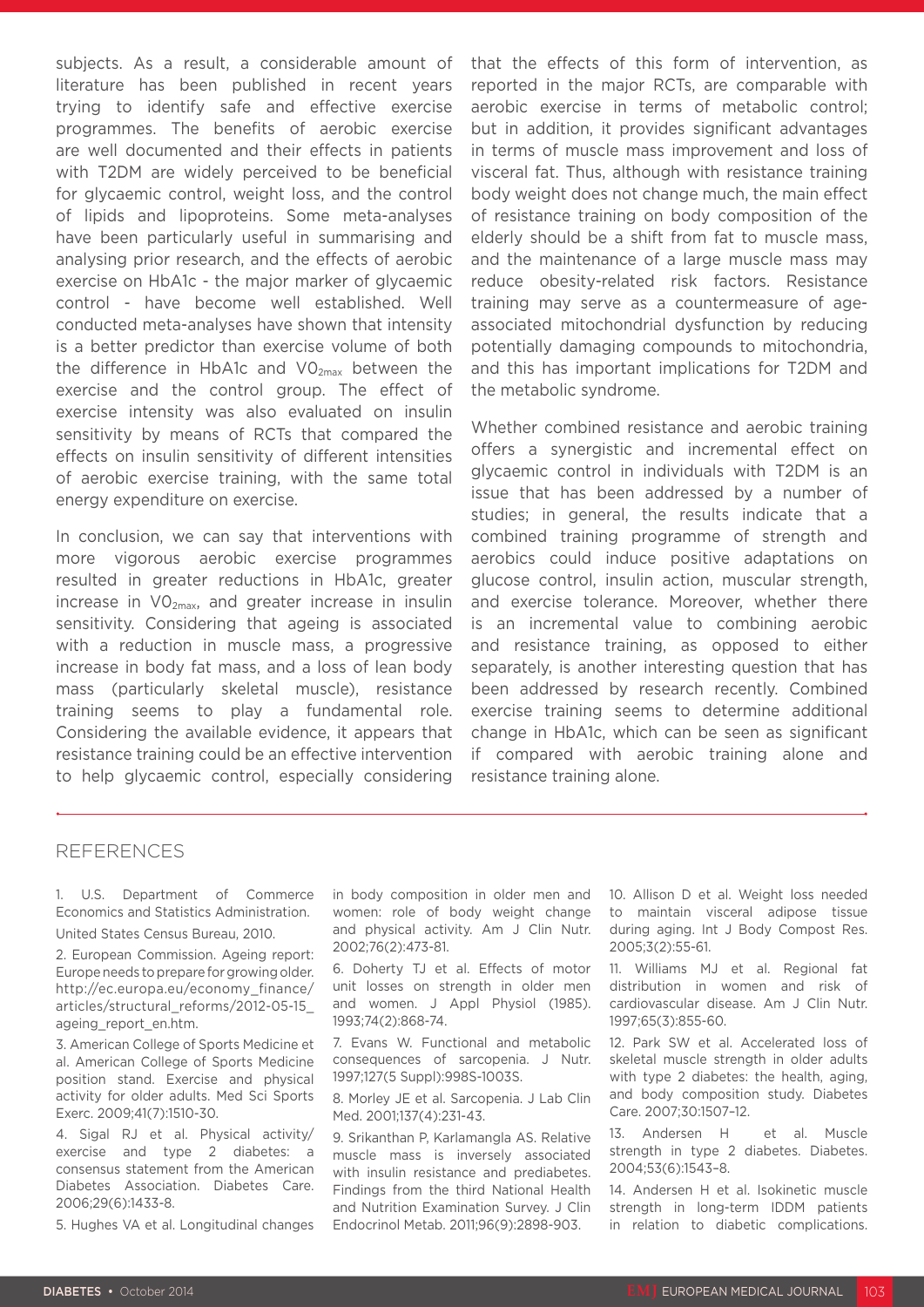subjects. As a result, a considerable amount of literature has been published in recent years trying to identify safe and effective exercise programmes. The benefits of aerobic exercise are well documented and their effects in patients with T2DM are widely perceived to be beneficial for glycaemic control, weight loss, and the control of lipids and lipoproteins. Some meta-analyses have been particularly useful in summarising and analysing prior research, and the effects of aerobic exercise on HbA1c - the major marker of glycaemic control - have become well established. Well conducted meta-analyses have shown that intensity is a better predictor than exercise volume of both the difference in HbA1c and $VO_{2max}$ between the exercise and the control group. The effect of exercise intensity was also evaluated on insulin sensitivity by means of RCTs that compared the effects on insulin sensitivity of different intensities of aerobic exercise training, with the same total energy expenditure on exercise.

In conclusion, we can say that interventions with more vigorous aerobic exercise programmes resulted in greater reductions in HbA1c, greater increase in $VO_{2max}$, and greater increase in insulin sensitivity. Considering that ageing is associated with a reduction in muscle mass, a progressive increase in body fat mass, and a loss of lean body mass (particularly skeletal muscle), resistance training seems to play a fundamental role. Considering the available evidence, it appears that resistance training could be an effective intervention to help glycaemic control, especially considering that the effects of this form of intervention, as reported in the major RCTs, are comparable with aerobic exercise in terms of metabolic control; but in addition, it provides significant advantages in terms of muscle mass improvement and loss of visceral fat. Thus, although with resistance training body weight does not change much, the main effect of resistance training on body composition of the elderly should be a shift from fat to muscle mass, and the maintenance of a large muscle mass may reduce obesity-related risk factors. Resistance training may serve as a countermeasure of age-associated mitochondrial dysfunction by reducing potentially damaging compounds to mitochondria, and this has important implications for T2DM and the metabolic syndrome.

Whether combined resistance and aerobic training offers a synergistic and incremental effect on glycaemic control in individuals with T2DM is an issue that has been addressed by a number of studies; in general, the results indicate that a combined training programme of strength and aerobics could induce positive adaptations on glucose control, insulin action, muscular strength, and exercise tolerance. Moreover, whether there is an incremental value to combining aerobic and resistance training, as opposed to either separately, is another interesting question that has been addressed by research recently. Combined exercise training seems to determine additional change in HbA1c, which can be seen as significant if compared with aerobic training alone and resistance training alone.

## REFERENCES

1. U.S. Department of Commerce Economics and Statistics Administration. United States Census Bureau, 2010.
2. European Commission. Ageing report: Europe needs to prepare for growing older. http://ec.europa.eu/economy_finance/articles/structural_reforms/2012-05-15_ageing_report_en.htm.
3. American College of Sports Medicine et al. American College of Sports Medicine position stand. Exercise and physical activity for older adults. Med Sci Sports Exerc. 2009;41(7):1510-30.
4. Sigal RJ et al. Physical activity/exercise and type 2 diabetes: a consensus statement from the American Diabetes Association. Diabetes Care. 2006;29(6):1433-8.
5. Hughes VA et al. Longitudinal changes in body composition in older men and women: role of body weight change and physical activity. Am J Clin Nutr. 2002;76(2):473-81.
6. Doherty TJ et al. Effects of motor unit losses on strength in older men and women. J Appl Physiol (1985). 1993;74(2):868-74.
7. Evans W. Functional and metabolic consequences of sarcopenia. J Nutr. 1997;127(5 Suppl):998S-1003S.
8. Morley JE et al. Sarcopenia. J Lab Clin Med. 2001;137(4):231-43.
9. Srikanthan P, Karlamangla AS. Relative muscle mass is inversely associated with insulin resistance and prediabetes. Findings from the third National Health and Nutrition Examination Survey. J Clin Endocrinol Metab. 2011;96(9):2898-903.
10. Allison D et al. Weight loss needed to maintain visceral adipose tissue during aging. Int J Body Compost Res. 2005;3(2):55-61.
11. Williams MJ et al. Regional fat distribution in women and risk of cardiovascular disease. Am J Clin Nutr. 1997;65(3):855-60.
12. Park SW et al. Accelerated loss of skeletal muscle strength in older adults with type 2 diabetes: the health, aging, and body composition study. Diabetes Care. 2007;30:1507–12.
13. Andersen H et al. Muscle strength in type 2 diabetes. Diabetes. 2004;53(6):1543–8.
14. Andersen H et al. Isokinetic muscle strength in long-term IDDM patients in relation to diabetic complications.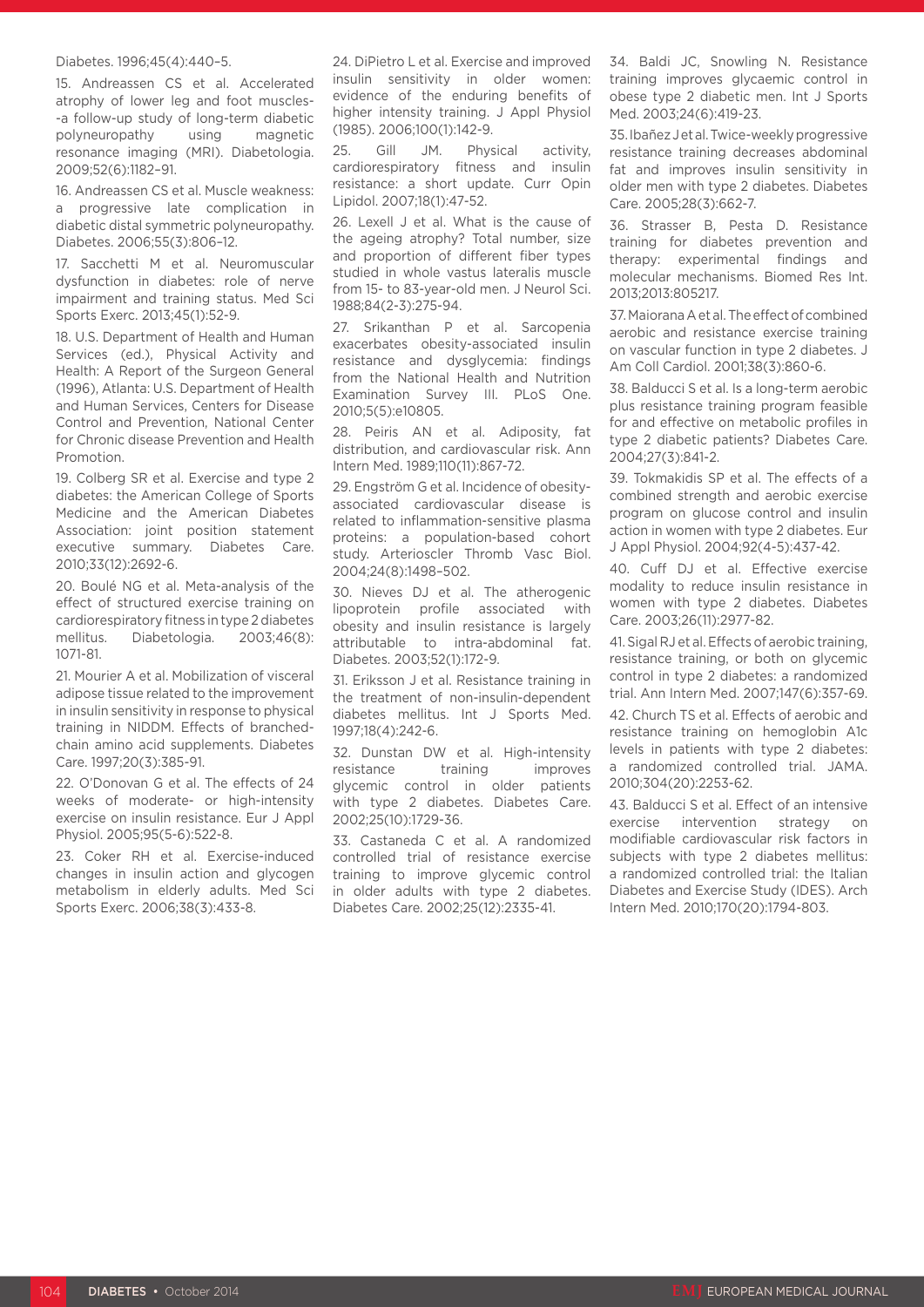Diabetes. 1996;45(4):440–5.

15. Andreassen CS et al. Accelerated atrophy of lower leg and foot muscles--a follow-up study of long-term diabetic polyneuropathy using magnetic resonance imaging (MRI). Diabetologia. 2009;52(6):1182–91.

16. Andreassen CS et al. Muscle weakness: a progressive late complication in diabetic distal symmetric polyneuropathy. Diabetes. 2006;55(3):806–12.

17. Sacchetti M et al. Neuromuscular dysfunction in diabetes: role of nerve impairment and training status. Med Sci Sports Exerc. 2013;45(1):52-9.

18. U.S. Department of Health and Human Services (ed.), Physical Activity and Health: A Report of the Surgeon General (1996), Atlanta: U.S. Department of Health and Human Services, Centers for Disease Control and Prevention, National Center for Chronic disease Prevention and Health Promotion.

19. Colberg SR et al. Exercise and type 2 diabetes: the American College of Sports Medicine and the American Diabetes Association: joint position statement executive summary. Diabetes Care. 2010;33(12):2692-6.

20. Boulé NG et al. Meta-analysis of the effect of structured exercise training on cardiorespiratory fitness in type 2 diabetes mellitus. Diabetologia. 2003;46(8):1071-81.

21. Mourier A et al. Mobilization of visceral adipose tissue related to the improvement in insulin sensitivity in response to physical training in NIDDM. Effects of branched-chain amino acid supplements. Diabetes Care. 1997;20(3):385-91.

22. O'Donovan G et al. The effects of 24 weeks of moderate- or high-intensity exercise on insulin resistance. Eur J Appl Physiol. 2005;95(5-6):522-8.

23. Coker RH et al. Exercise-induced changes in insulin action and glycogen metabolism in elderly adults. Med Sci Sports Exerc. 2006;38(3):433-8.

24. DiPietro L et al. Exercise and improved insulin sensitivity in older women: evidence of the enduring benefits of higher intensity training. J Appl Physiol (1985). 2006;100(1):142-9.

25. Gill JM. Physical activity, cardiorespiratory fitness and insulin resistance: a short update. Curr Opin Lipidol. 2007;18(1):47-52.

26. Lexell J et al. What is the cause of the ageing atrophy? Total number, size and proportion of different fiber types studied in whole vastus lateralis muscle from 15- to 83-year-old men. J Neurol Sci. 1988;84(2-3):275-94.

27. Srikanthan P et al. Sarcopenia exacerbates obesity-associated insulin resistance and dysglycemia: findings from the National Health and Nutrition Examination Survey III. PLoS One. 2010;5(5):e10805.

28. Peiris AN et al. Adiposity, fat distribution, and cardiovascular risk. Ann Intern Med. 1989;110(11):867-72.

29. Engström G et al. Incidence of obesity-associated cardiovascular disease is related to inflammation-sensitive plasma proteins: a population-based cohort study. Arterioscler Thromb Vasc Biol. 2004;24(8):1498–502.

30. Nieves DJ et al. The atherogenic lipoprotein profile associated with obesity and insulin resistance is largely attributable to intra-abdominal fat. Diabetes. 2003;52(1):172-9.

31. Eriksson J et al. Resistance training in the treatment of non-insulin-dependent diabetes mellitus. Int J Sports Med. 1997;18(4):242-6.

32. Dunstan DW et al. High-intensity resistance training improves glycemic control in older patients with type 2 diabetes. Diabetes Care. 2002;25(10):1729-36.

33. Castaneda C et al. A randomized controlled trial of resistance exercise training to improve glycemic control in older adults with type 2 diabetes. Diabetes Care. 2002;25(12):2335-41.

34. Baldi JC, Snowling N. Resistance training improves glycaemic control in obese type 2 diabetic men. Int J Sports Med. 2003;24(6):419-23.

35. Ibañez J et al. Twice-weekly progressive resistance training decreases abdominal fat and improves insulin sensitivity in older men with type 2 diabetes. Diabetes Care. 2005;28(3):662-7.

36. Strasser B, Pesta D. Resistance training for diabetes prevention and therapy: experimental findings and molecular mechanisms. Biomed Res Int. 2013;2013:805217.

37. Maiorana A et al. The effect of combined aerobic and resistance exercise training on vascular function in type 2 diabetes. J Am Coll Cardiol. 2001;38(3):860-6.

38. Balducci S et al. Is a long-term aerobic plus resistance training program feasible for and effective on metabolic profiles in type 2 diabetic patients? Diabetes Care. 2004;27(3):841-2.

39. Tokmakidis SP et al. The effects of a combined strength and aerobic exercise program on glucose control and insulin action in women with type 2 diabetes. Eur J Appl Physiol. 2004;92(4-5):437-42.

40. Cuff DJ et al. Effective exercise modality to reduce insulin resistance in women with type 2 diabetes. Diabetes Care. 2003;26(11):2977-82.

41. Sigal RJ et al. Effects of aerobic training, resistance training, or both on glycemic control in type 2 diabetes: a randomized trial. Ann Intern Med. 2007;147(6):357-69.

42. Church TS et al. Effects of aerobic and resistance training on hemoglobin A1c levels in patients with type 2 diabetes: a randomized controlled trial. JAMA. 2010;304(20):2253-62.

43. Balducci S et al. Effect of an intensive exercise intervention strategy on modifiable cardiovascular risk factors in subjects with type 2 diabetes mellitus: a randomized controlled trial: the Italian Diabetes and Exercise Study (IDES). Arch Intern Med. 2010;170(20):1794-803.